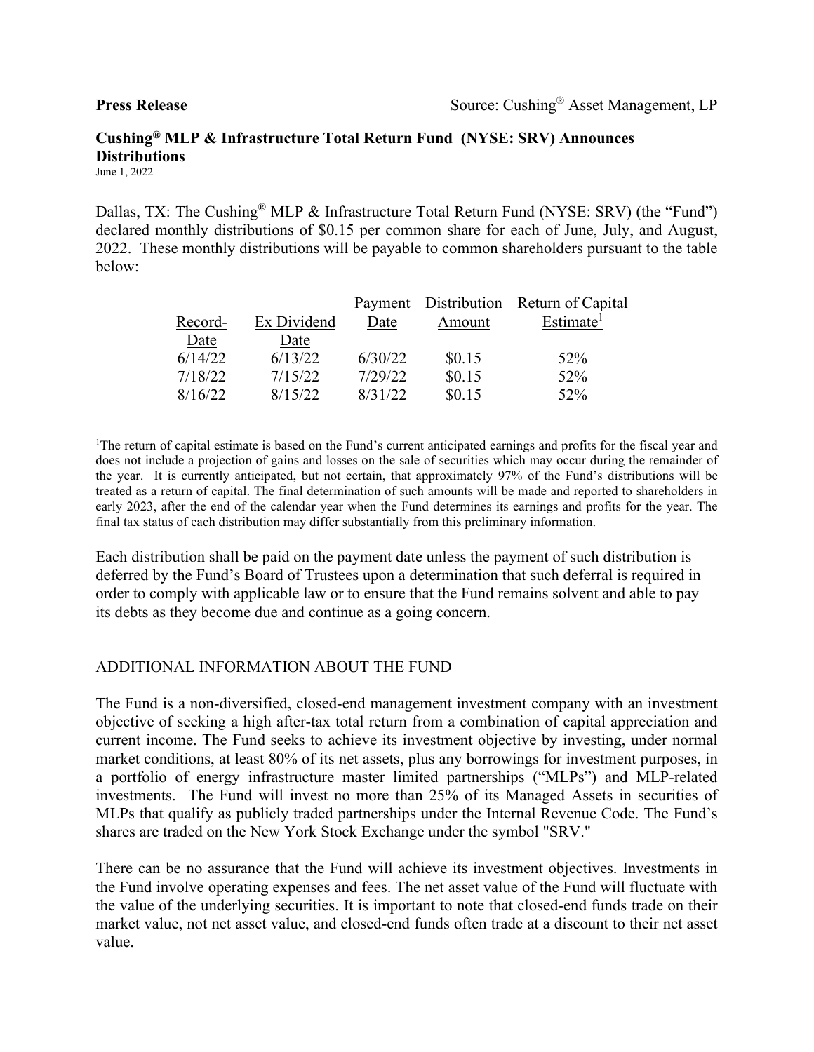**Press Release** Source: Cushing® Asset Management, LP

# Cushing® MLP & Infrastructure Total Return Fund (NYSE: SRV) Announces Distributions

June 1, 2022

Dallas, TX: The Cushing® MLP & Infrastructure Total Return Fund (NYSE: SRV) (the "Fund") declared monthly distributions of $0.15 per common share for each of June, July, and August, 2022. These monthly distributions will be payable to common shareholders pursuant to the table below:

| Record-Date | Ex Dividend Date | Payment Date | Distribution Amount | Return of Capital Estimate[1] |
|---|---|---|---|---|
| 6/14/22 | 6/13/22 | 6/30/22 | $0.15 | 52% |
| 7/18/22 | 7/15/22 | 7/29/22 | $0.15 | 52% |
| 8/16/22 | 8/15/22 | 8/31/22 | $0.15 | 52% |

[1]The return of capital estimate is based on the Fund's current anticipated earnings and profits for the fiscal year and does not include a projection of gains and losses on the sale of securities which may occur during the remainder of the year. It is currently anticipated, but not certain, that approximately 97% of the Fund's distributions will be treated as a return of capital. The final determination of such amounts will be made and reported to shareholders in early 2023, after the end of the calendar year when the Fund determines its earnings and profits for the year. The final tax status of each distribution may differ substantially from this preliminary information.

Each distribution shall be paid on the payment date unless the payment of such distribution is deferred by the Fund's Board of Trustees upon a determination that such deferral is required in order to comply with applicable law or to ensure that the Fund remains solvent and able to pay its debts as they become due and continue as a going concern.

## ADDITIONAL INFORMATION ABOUT THE FUND

The Fund is a non-diversified, closed-end management investment company with an investment objective of seeking a high after-tax total return from a combination of capital appreciation and current income. The Fund seeks to achieve its investment objective by investing, under normal market conditions, at least 80% of its net assets, plus any borrowings for investment purposes, in a portfolio of energy infrastructure master limited partnerships ("MLPs") and MLP-related investments. The Fund will invest no more than 25% of its Managed Assets in securities of MLPs that qualify as publicly traded partnerships under the Internal Revenue Code. The Fund's shares are traded on the New York Stock Exchange under the symbol "SRV."

There can be no assurance that the Fund will achieve its investment objectives. Investments in the Fund involve operating expenses and fees. The net asset value of the Fund will fluctuate with the value of the underlying securities. It is important to note that closed-end funds trade on their market value, not net asset value, and closed-end funds often trade at a discount to their net asset value.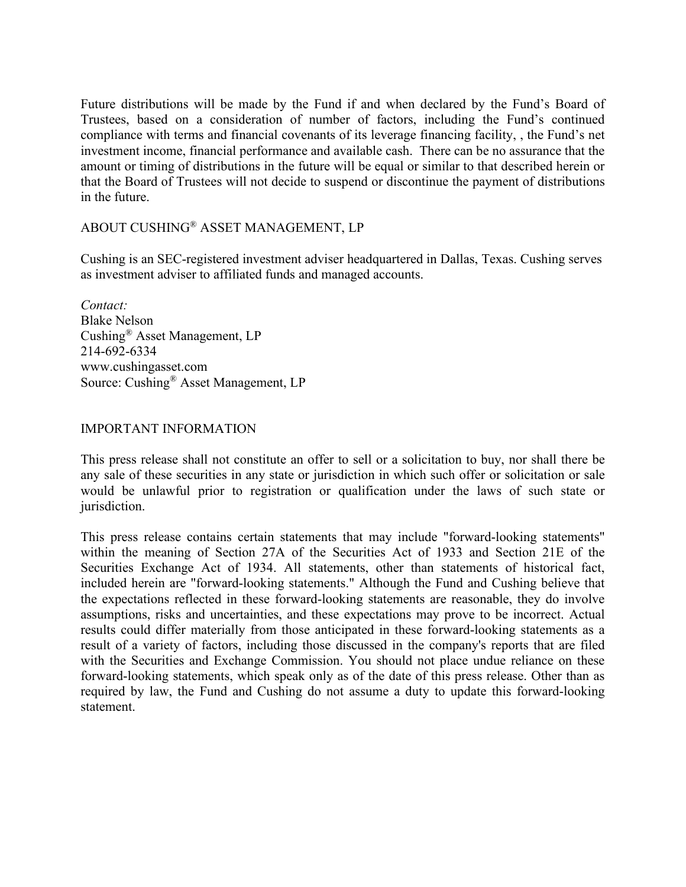Future distributions will be made by the Fund if and when declared by the Fund's Board of Trustees, based on a consideration of number of factors, including the Fund's continued compliance with terms and financial covenants of its leverage financing facility, , the Fund's net investment income, financial performance and available cash. There can be no assurance that the amount or timing of distributions in the future will be equal or similar to that described herein or that the Board of Trustees will not decide to suspend or discontinue the payment of distributions in the future.

ABOUT CUSHING® ASSET MANAGEMENT, LP

Cushing is an SEC-registered investment adviser headquartered in Dallas, Texas. Cushing serves as investment adviser to affiliated funds and managed accounts.

*Contact:*
Blake Nelson
Cushing® Asset Management, LP
214-692-6334
www.cushingasset.com
Source: Cushing® Asset Management, LP

IMPORTANT INFORMATION

This press release shall not constitute an offer to sell or a solicitation to buy, nor shall there be any sale of these securities in any state or jurisdiction in which such offer or solicitation or sale would be unlawful prior to registration or qualification under the laws of such state or jurisdiction.

This press release contains certain statements that may include "forward-looking statements" within the meaning of Section 27A of the Securities Act of 1933 and Section 21E of the Securities Exchange Act of 1934. All statements, other than statements of historical fact, included herein are "forward-looking statements." Although the Fund and Cushing believe that the expectations reflected in these forward-looking statements are reasonable, they do involve assumptions, risks and uncertainties, and these expectations may prove to be incorrect. Actual results could differ materially from those anticipated in these forward-looking statements as a result of a variety of factors, including those discussed in the company's reports that are filed with the Securities and Exchange Commission. You should not place undue reliance on these forward-looking statements, which speak only as of the date of this press release. Other than as required by law, the Fund and Cushing do not assume a duty to update this forward-looking statement.